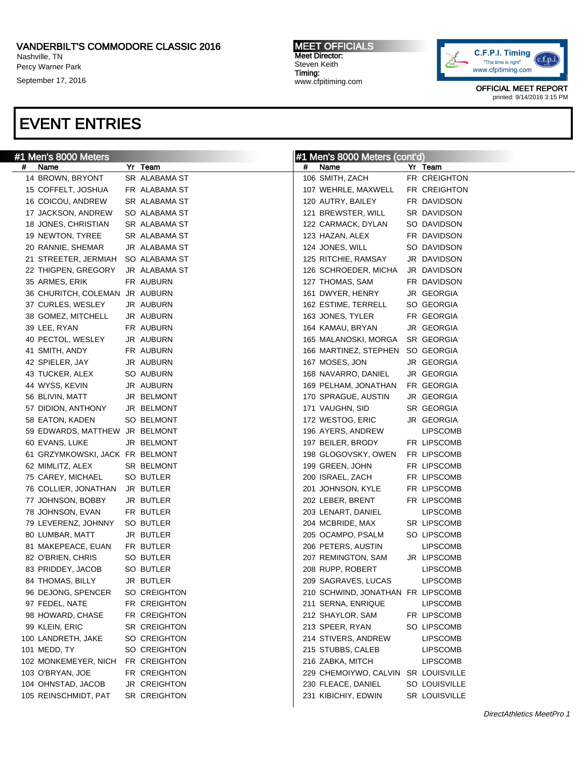VANDERBILT'S COMMODORE CLASSIC 2016
Nashville, TN
Percy Warner Park
September 17, 2016

MEET OFFICIALS
Meet Director:
Steven Keith
Timing:
www.cfpitiming.com

OFFICIAL MEET REPORT
printed: 9/14/2016 3:15 PM

# EVENT ENTRIES

## #1 Men's 8000 Meters

| # | Name | Yr | Team |
|---|---|---|---|
| 14 | BROWN, BRYONT | SR | ALABAMA ST |
| 15 | COFFELT, JOSHUA | FR | ALABAMA ST |
| 16 | COICOU, ANDREW | SR | ALABAMA ST |
| 17 | JACKSON, ANDREW | SO | ALABAMA ST |
| 18 | JONES, CHRISTIAN | SR | ALABAMA ST |
| 19 | NEWTON, TYREE | SR | ALABAMA ST |
| 20 | RANNIE, SHEMAR | JR | ALABAMA ST |
| 21 | STREETER, JERMIAH | SO | ALABAMA ST |
| 22 | THIGPEN, GREGORY | JR | ALABAMA ST |
| 35 | ARMES, ERIK | FR | AUBURN |
| 36 | CHURITCH, COLEMAN | JR | AUBURN |
| 37 | CURLES, WESLEY | JR | AUBURN |
| 38 | GOMEZ, MITCHELL | JR | AUBURN |
| 39 | LEE, RYAN | FR | AUBURN |
| 40 | PECTOL, WESLEY | JR | AUBURN |
| 41 | SMITH, ANDY | FR | AUBURN |
| 42 | SPIELER, JAY | JR | AUBURN |
| 43 | TUCKER, ALEX | SO | AUBURN |
| 44 | WYSS, KEVIN | JR | AUBURN |
| 56 | BLIVIN, MATT | JR | BELMONT |
| 57 | DIDION, ANTHONY | JR | BELMONT |
| 58 | EATON, KADEN | SO | BELMONT |
| 59 | EDWARDS, MATTHEW | JR | BELMONT |
| 60 | EVANS, LUKE | JR | BELMONT |
| 61 | GRZYMKOWSKI, JACK | FR | BELMONT |
| 62 | MIMLITZ, ALEX | SR | BELMONT |
| 75 | CAREY, MICHAEL | SO | BUTLER |
| 76 | COLLIER, JONATHAN | JR | BUTLER |
| 77 | JOHNSON, BOBBY | JR | BUTLER |
| 78 | JOHNSON, EVAN | FR | BUTLER |
| 79 | LEVERENZ, JOHNNY | SO | BUTLER |
| 80 | LUMBAR, MATT | JR | BUTLER |
| 81 | MAKEPEACE, EUAN | FR | BUTLER |
| 82 | O'BRIEN, CHRIS | SO | BUTLER |
| 83 | PRIDDEY, JACOB | SO | BUTLER |
| 84 | THOMAS, BILLY | JR | BUTLER |
| 96 | DEJONG, SPENCER | SO | CREIGHTON |
| 97 | FEDEL, NATE | FR | CREIGHTON |
| 98 | HOWARD, CHASE | FR | CREIGHTON |
| 99 | KLEIN, ERIC | SR | CREIGHTON |
| 100 | LANDRETH, JAKE | SO | CREIGHTON |
| 101 | MEDD, TY | SO | CREIGHTON |
| 102 | MONKEMEYER, NICH | FR | CREIGHTON |
| 103 | O'BRYAN, JOE | FR | CREIGHTON |
| 104 | OHNSTAD, JACOB | JR | CREIGHTON |
| 105 | REINSCHMIDT, PAT | SR | CREIGHTON |
| 106 | SMITH, ZACH | FR | CREIGHTON |
| 107 | WEHRLE, MAXWELL | FR | CREIGHTON |
| 120 | AUTRY, BAILEY | FR | DAVIDSON |
| 121 | BREWSTER, WILL | SR | DAVIDSON |
| 122 | CARMACK, DYLAN | SO | DAVIDSON |
| 123 | HAZAN, ALEX | FR | DAVIDSON |
| 124 | JONES, WILL | SO | DAVIDSON |
| 125 | RITCHIE, RAMSAY | JR | DAVIDSON |
| 126 | SCHROEDER, MICHA | JR | DAVIDSON |
| 127 | THOMAS, SAM | FR | DAVIDSON |
| 161 | DWYER, HENRY | JR | GEORGIA |
| 162 | ESTIME, TERRELL | SO | GEORGIA |
| 163 | JONES, TYLER | FR | GEORGIA |
| 164 | KAMAU, BRYAN | JR | GEORGIA |
| 165 | MALANOSKI, MORGA | SR | GEORGIA |
| 166 | MARTINEZ, STEPHEN | SO | GEORGIA |
| 167 | MOSES, JON | JR | GEORGIA |
| 168 | NAVARRO, DANIEL | JR | GEORGIA |
| 169 | PELHAM, JONATHAN | FR | GEORGIA |
| 170 | SPRAGUE, AUSTIN | JR | GEORGIA |
| 171 | VAUGHN, SID | SR | GEORGIA |
| 172 | WESTOG, ERIC | JR | GEORGIA |
| 196 | AYERS, ANDREW | | LIPSCOMB |
| 197 | BEILER, BRODY | FR | LIPSCOMB |
| 198 | GLOGOVSKY, OWEN | FR | LIPSCOMB |
| 199 | GREEN, JOHN | FR | LIPSCOMB |
| 200 | ISRAEL, ZACH | FR | LIPSCOMB |
| 201 | JOHNSON, KYLE | FR | LIPSCOMB |
| 202 | LEBER, BRENT | FR | LIPSCOMB |
| 203 | LENART, DANIEL | | LIPSCOMB |
| 204 | MCBRIDE, MAX | SR | LIPSCOMB |
| 205 | OCAMPO, PSALM | SO | LIPSCOMB |
| 206 | PETERS, AUSTIN | | LIPSCOMB |
| 207 | REMINGTON, SAM | JR | LIPSCOMB |
| 208 | RUPP, ROBERT | | LIPSCOMB |
| 209 | SAGRAVES, LUCAS | | LIPSCOMB |
| 210 | SCHWIND, JONATHAN | FR | LIPSCOMB |
| 211 | SERNA, ENRIQUE | | LIPSCOMB |
| 212 | SHAYLOR, SAM | FR | LIPSCOMB |
| 213 | SPEER, RYAN | SO | LIPSCOMB |
| 214 | STIVERS, ANDREW | | LIPSCOMB |
| 215 | STUBBS, CALEB | | LIPSCOMB |
| 216 | ZABKA, MITCH | | LIPSCOMB |
| 229 | CHEMOIYWO, CALVIN | SR | LOUISVILLE |
| 230 | FLEACE, DANIEL | SO | LOUISVILLE |
| 231 | KIBICHIY, EDWIN | SR | LOUISVILLE |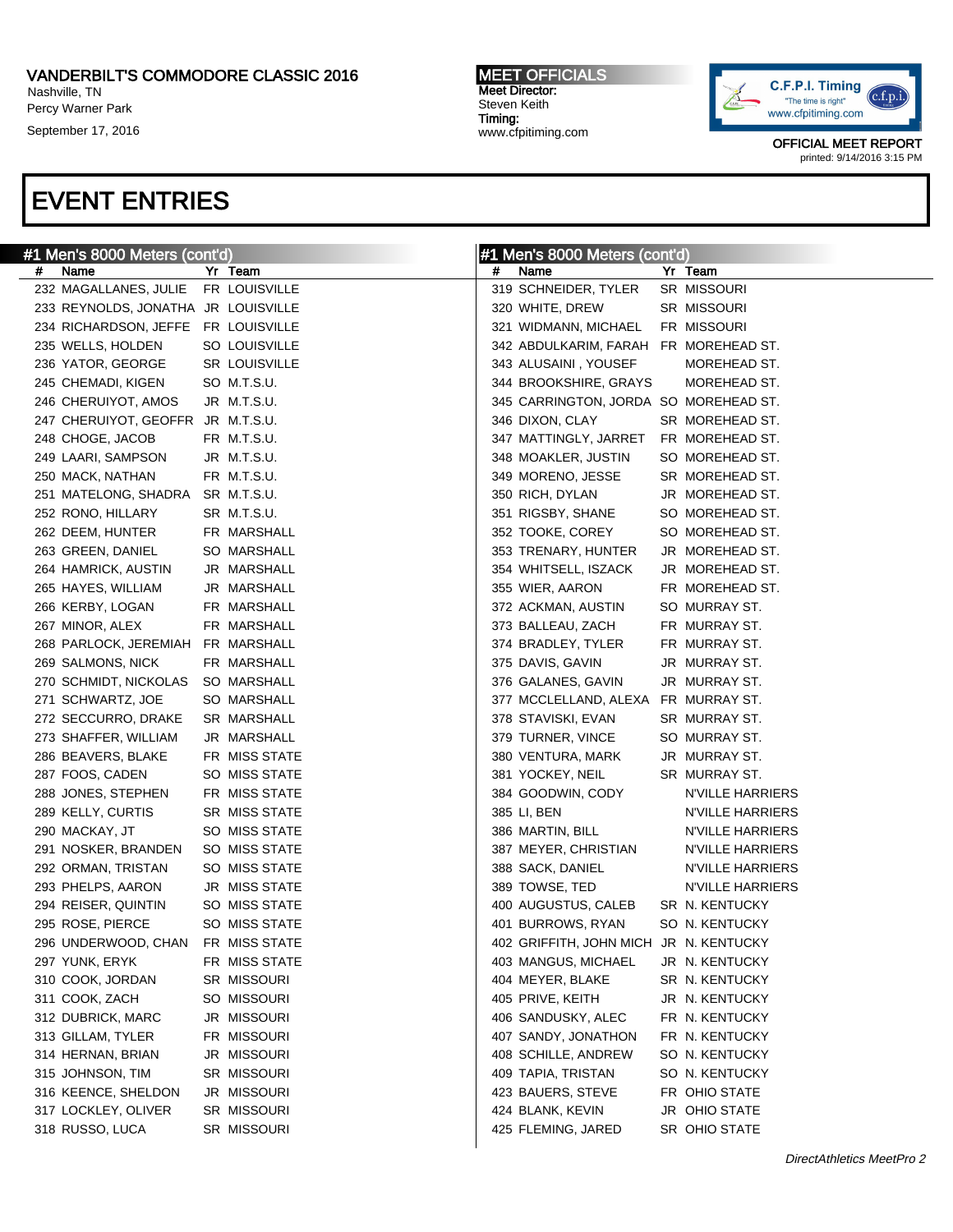VANDERBILT'S COMMODORE CLASSIC 2016
Nashville, TN
Percy Warner Park
September 17, 2016

MEET OFFICIALS
Meet Director:
Steven Keith
Timing:
www.cfpitiming.com

OFFICIAL MEET REPORT
printed: 9/14/2016 3:15 PM

# EVENT ENTRIES

## #1 Men's 8000 Meters (cont'd)

| # | Name | Yr | Team |
|---|---|---|---|
| 232 | MAGALLANES, JULIE | FR | LOUISVILLE |
| 233 | REYNOLDS, JONATHA | JR | LOUISVILLE |
| 234 | RICHARDSON, JEFFE | FR | LOUISVILLE |
| 235 | WELLS, HOLDEN | SO | LOUISVILLE |
| 236 | YATOR, GEORGE | SR | LOUISVILLE |
| 245 | CHEMADI, KIGEN | SO | M.T.S.U. |
| 246 | CHERUIYOT, AMOS | JR | M.T.S.U. |
| 247 | CHERUIYOT, GEOFFR | JR | M.T.S.U. |
| 248 | CHOGE, JACOB | FR | M.T.S.U. |
| 249 | LAARI, SAMPSON | JR | M.T.S.U. |
| 250 | MACK, NATHAN | FR | M.T.S.U. |
| 251 | MATELONG, SHADRA | SR | M.T.S.U. |
| 252 | RONO, HILLARY | SR | M.T.S.U. |
| 262 | DEEM, HUNTER | FR | MARSHALL |
| 263 | GREEN, DANIEL | SO | MARSHALL |
| 264 | HAMRICK, AUSTIN | JR | MARSHALL |
| 265 | HAYES, WILLIAM | JR | MARSHALL |
| 266 | KERBY, LOGAN | FR | MARSHALL |
| 267 | MINOR, ALEX | FR | MARSHALL |
| 268 | PARLOCK, JEREMIAH | FR | MARSHALL |
| 269 | SALMONS, NICK | FR | MARSHALL |
| 270 | SCHMIDT, NICKOLAS | SO | MARSHALL |
| 271 | SCHWARTZ, JOE | SO | MARSHALL |
| 272 | SECCURRO, DRAKE | SR | MARSHALL |
| 273 | SHAFFER, WILLIAM | JR | MARSHALL |
| 286 | BEAVERS, BLAKE | FR | MISS STATE |
| 287 | FOOS, CADEN | SO | MISS STATE |
| 288 | JONES, STEPHEN | FR | MISS STATE |
| 289 | KELLY, CURTIS | SR | MISS STATE |
| 290 | MACKAY, JT | SO | MISS STATE |
| 291 | NOSKER, BRANDEN | SO | MISS STATE |
| 292 | ORMAN, TRISTAN | SO | MISS STATE |
| 293 | PHELPS, AARON | JR | MISS STATE |
| 294 | REISER, QUINTIN | SO | MISS STATE |
| 295 | ROSE, PIERCE | SO | MISS STATE |
| 296 | UNDERWOOD, CHAN | FR | MISS STATE |
| 297 | YUNK, ERYK | FR | MISS STATE |
| 310 | COOK, JORDAN | SR | MISSOURI |
| 311 | COOK, ZACH | SO | MISSOURI |
| 312 | DUBRICK, MARC | JR | MISSOURI |
| 313 | GILLAM, TYLER | FR | MISSOURI |
| 314 | HERNAN, BRIAN | JR | MISSOURI |
| 315 | JOHNSON, TIM | SR | MISSOURI |
| 316 | KEENCE, SHELDON | JR | MISSOURI |
| 317 | LOCKLEY, OLIVER | SR | MISSOURI |
| 318 | RUSSO, LUCA | SR | MISSOURI |
| 319 | SCHNEIDER, TYLER | SR | MISSOURI |
| 320 | WHITE, DREW | SR | MISSOURI |
| 321 | WIDMANN, MICHAEL | FR | MISSOURI |
| 342 | ABDULKARIM, FARAH | FR | MOREHEAD ST. |
| 343 | ALUSAINI , YOUSEF | | MOREHEAD ST. |
| 344 | BROOKSHIRE, GRAYS | | MOREHEAD ST. |
| 345 | CARRINGTON, JORDA | SO | MOREHEAD ST. |
| 346 | DIXON, CLAY | SR | MOREHEAD ST. |
| 347 | MATTINGLY, JARRET | FR | MOREHEAD ST. |
| 348 | MOAKLER, JUSTIN | SO | MOREHEAD ST. |
| 349 | MORENO, JESSE | SR | MOREHEAD ST. |
| 350 | RICH, DYLAN | JR | MOREHEAD ST. |
| 351 | RIGSBY, SHANE | SO | MOREHEAD ST. |
| 352 | TOOKE, COREY | SO | MOREHEAD ST. |
| 353 | TRENARY, HUNTER | JR | MOREHEAD ST. |
| 354 | WHITSELL, ISZACK | JR | MOREHEAD ST. |
| 355 | WIER, AARON | FR | MOREHEAD ST. |
| 372 | ACKMAN, AUSTIN | SO | MURRAY ST. |
| 373 | BALLEAU, ZACH | FR | MURRAY ST. |
| 374 | BRADLEY, TYLER | FR | MURRAY ST. |
| 375 | DAVIS, GAVIN | JR | MURRAY ST. |
| 376 | GALANES, GAVIN | JR | MURRAY ST. |
| 377 | MCCLELLAND, ALEXA | FR | MURRAY ST. |
| 378 | STAVISKI, EVAN | SR | MURRAY ST. |
| 379 | TURNER, VINCE | SO | MURRAY ST. |
| 380 | VENTURA, MARK | JR | MURRAY ST. |
| 381 | YOCKEY, NEIL | SR | MURRAY ST. |
| 384 | GOODWIN, CODY | | N'VILLE HARRIERS |
| 385 | LI, BEN | | N'VILLE HARRIERS |
| 386 | MARTIN, BILL | | N'VILLE HARRIERS |
| 387 | MEYER, CHRISTIAN | | N'VILLE HARRIERS |
| 388 | SACK, DANIEL | | N'VILLE HARRIERS |
| 389 | TOWSE, TED | | N'VILLE HARRIERS |
| 400 | AUGUSTUS, CALEB | SR | N. KENTUCKY |
| 401 | BURROWS, RYAN | SO | N. KENTUCKY |
| 402 | GRIFFITH, JOHN MICH | JR | N. KENTUCKY |
| 403 | MANGUS, MICHAEL | JR | N. KENTUCKY |
| 404 | MEYER, BLAKE | SR | N. KENTUCKY |
| 405 | PRIVE, KEITH | JR | N. KENTUCKY |
| 406 | SANDUSKY, ALEC | FR | N. KENTUCKY |
| 407 | SANDY, JONATHON | FR | N. KENTUCKY |
| 408 | SCHILLE, ANDREW | SO | N. KENTUCKY |
| 409 | TAPIA, TRISTAN | SO | N. KENTUCKY |
| 423 | BAUERS, STEVE | FR | OHIO STATE |
| 424 | BLANK, KEVIN | JR | OHIO STATE |
| 425 | FLEMING, JARED | SR | OHIO STATE |

*DirectAthletics MeetPro 2*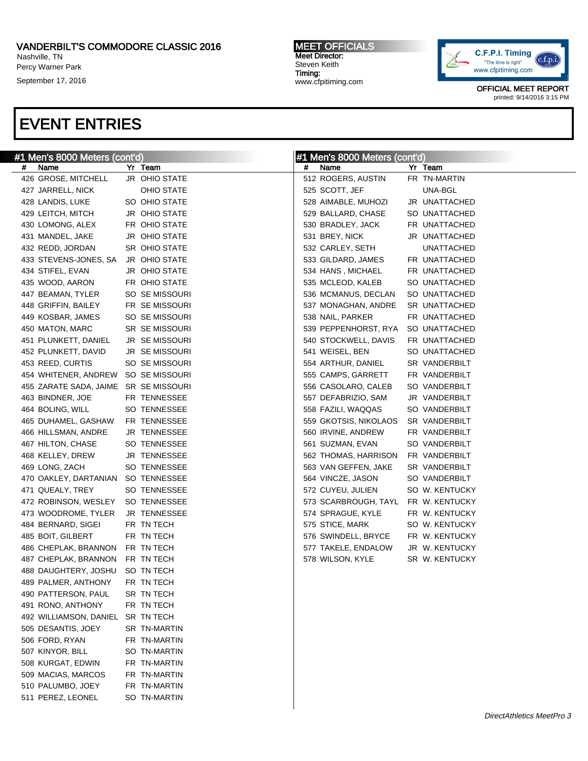# VANDERBILT'S COMMODORE CLASSIC 2016

Nashville, TN
Percy Warner Park
September 17, 2016

**MEET OFFICIALS**
Meet Director:
Steven Keith
Timing:
www.cfpitiming.com

C.F.P.I. Timing
"The time is right"
www.cfpitiming.com

OFFICIAL MEET REPORT
printed: 9/14/2016 3:15 PM

# EVENT ENTRIES

## #1 Men's 8000 Meters (cont'd)

| # | Name | Yr | Team |
|---|---|---|---|
| 426 | GROSE, MITCHELL | JR | OHIO STATE |
| 427 | JARRELL, NICK | | OHIO STATE |
| 428 | LANDIS, LUKE | SO | OHIO STATE |
| 429 | LEITCH, MITCH | JR | OHIO STATE |
| 430 | LOMONG, ALEX | FR | OHIO STATE |
| 431 | MANDEL, JAKE | JR | OHIO STATE |
| 432 | REDD, JORDAN | SR | OHIO STATE |
| 433 | STEVENS-JONES, SA | JR | OHIO STATE |
| 434 | STIFEL, EVAN | JR | OHIO STATE |
| 435 | WOOD, AARON | FR | OHIO STATE |
| 447 | BEAMAN, TYLER | SO | SE MISSOURI |
| 448 | GRIFFIN, BAILEY | FR | SE MISSOURI |
| 449 | KOSBAR, JAMES | SO | SE MISSOURI |
| 450 | MATON, MARC | SR | SE MISSOURI |
| 451 | PLUNKETT, DANIEL | JR | SE MISSOURI |
| 452 | PLUNKETT, DAVID | JR | SE MISSOURI |
| 453 | REED, CURTIS | SO | SE MISSOURI |
| 454 | WHITENER, ANDREW | SO | SE MISSOURI |
| 455 | ZARATE SADA, JAIME | SR | SE MISSOURI |
| 463 | BINDNER, JOE | FR | TENNESSEE |
| 464 | BOLING, WILL | SO | TENNESSEE |
| 465 | DUHAMEL, GASHAW | FR | TENNESSEE |
| 466 | HILLSMAN, ANDRE | JR | TENNESSEE |
| 467 | HILTON, CHASE | SO | TENNESSEE |
| 468 | KELLEY, DREW | JR | TENNESSEE |
| 469 | LONG, ZACH | SO | TENNESSEE |
| 470 | OAKLEY, DARTANIAN | SO | TENNESSEE |
| 471 | QUEALY, TREY | SO | TENNESSEE |
| 472 | ROBINSON, WESLEY | SO | TENNESSEE |
| 473 | WOODROME, TYLER | JR | TENNESSEE |
| 484 | BERNARD, SIGEI | FR | TN TECH |
| 485 | BOIT, GILBERT | FR | TN TECH |
| 486 | CHEPLAK, BRANNON | FR | TN TECH |
| 487 | CHEPLAK, BRANNON | FR | TN TECH |
| 488 | DAUGHTERY, JOSHU | SO | TN TECH |
| 489 | PALMER, ANTHONY | FR | TN TECH |
| 490 | PATTERSON, PAUL | SR | TN TECH |
| 491 | RONO, ANTHONY | FR | TN TECH |
| 492 | WILLIAMSON, DANIEL | SR | TN TECH |
| 505 | DESANTIS, JOEY | SR | TN-MARTIN |
| 506 | FORD, RYAN | FR | TN-MARTIN |
| 507 | KINYOR, BILL | SO | TN-MARTIN |
| 508 | KURGAT, EDWIN | FR | TN-MARTIN |
| 509 | MACIAS, MARCOS | FR | TN-MARTIN |
| 510 | PALUMBO, JOEY | FR | TN-MARTIN |
| 511 | PEREZ, LEONEL | SO | TN-MARTIN |
| 512 | ROGERS, AUSTIN | FR | TN-MARTIN |
| 525 | SCOTT, JEF | | UNA-BGL |
| 528 | AIMABLE, MUHOZI | JR | UNATTACHED |
| 529 | BALLARD, CHASE | SO | UNATTACHED |
| 530 | BRADLEY, JACK | FR | UNATTACHED |
| 531 | BREY, NICK | JR | UNATTACHED |
| 532 | CARLEY, SETH | | UNATTACHED |
| 533 | GILDARD, JAMES | FR | UNATTACHED |
| 534 | HANS , MICHAEL | FR | UNATTACHED |
| 535 | MCLEOD, KALEB | SO | UNATTACHED |
| 536 | MCMANUS, DECLAN | SO | UNATTACHED |
| 537 | MONAGHAN, ANDRE | SR | UNATTACHED |
| 538 | NAIL, PARKER | FR | UNATTACHED |
| 539 | PEPPENHORST, RYA | SO | UNATTACHED |
| 540 | STOCKWELL, DAVIS | FR | UNATTACHED |
| 541 | WEISEL, BEN | SO | UNATTACHED |
| 554 | ARTHUR, DANIEL | SR | VANDERBILT |
| 555 | CAMPS, GARRETT | FR | VANDERBILT |
| 556 | CASOLARO, CALEB | SO | VANDERBILT |
| 557 | DEFABRIZIO, SAM | JR | VANDERBILT |
| 558 | FAZILI, WAQQAS | SO | VANDERBILT |
| 559 | GKOTSIS, NIKOLAOS | SR | VANDERBILT |
| 560 | IRVINE, ANDREW | FR | VANDERBILT |
| 561 | SUZMAN, EVAN | SO | VANDERBILT |
| 562 | THOMAS, HARRISON | FR | VANDERBILT |
| 563 | VAN GEFFEN, JAKE | SR | VANDERBILT |
| 564 | VINCZE, JASON | SO | VANDERBILT |
| 572 | CUYEU, JULIEN | SO | W. KENTUCKY |
| 573 | SCARBROUGH, TAYL | FR | W. KENTUCKY |
| 574 | SPRAGUE, KYLE | FR | W. KENTUCKY |
| 575 | STICE, MARK | SO | W. KENTUCKY |
| 576 | SWINDELL, BRYCE | FR | W. KENTUCKY |
| 577 | TAKELE, ENDALOW | JR | W. KENTUCKY |
| 578 | WILSON, KYLE | SR | W. KENTUCKY |

*DirectAthletics MeetPro 3*